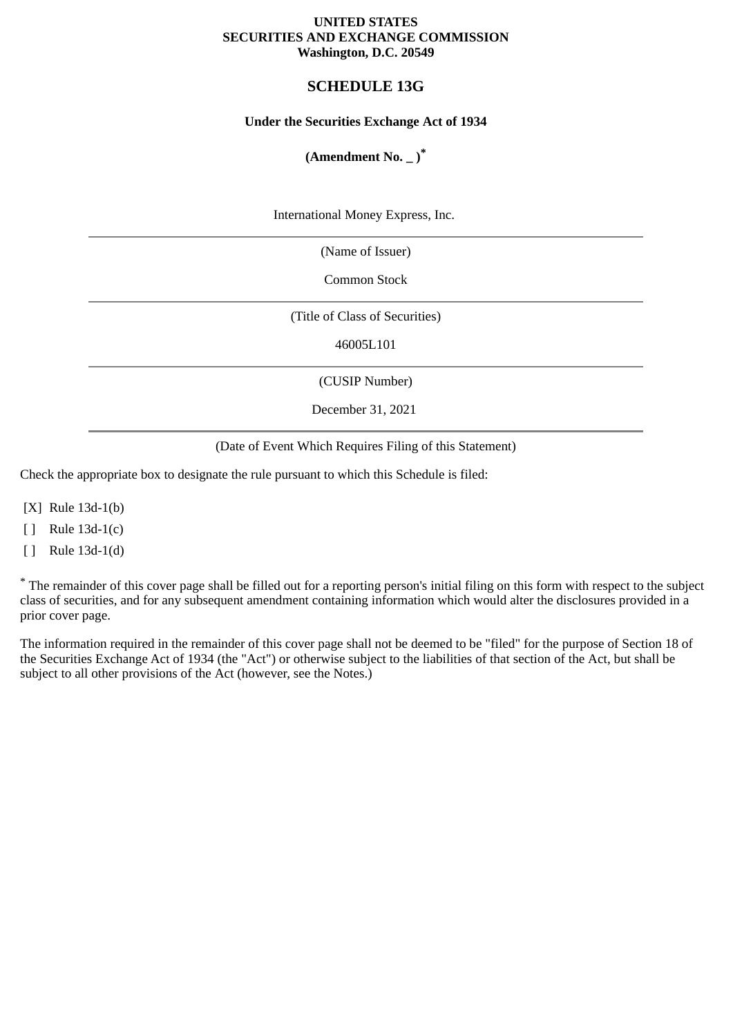**UNITED STATES**
**SECURITIES AND EXCHANGE COMMISSION**
**Washington, D.C. 20549**

# SCHEDULE 13G

**Under the Securities Exchange Act of 1934**

**(Amendment No. _ )***

International Money Express, Inc.

---

(Name of Issuer)

Common Stock

---

(Title of Class of Securities)

46005L101

---

(CUSIP Number)

December 31, 2021

---

(Date of Event Which Requires Filing of this Statement)

Check the appropriate box to designate the rule pursuant to which this Schedule is filed:

[X] Rule 13d-1(b)

[ ] Rule 13d-1(c)

[ ] Rule 13d-1(d)

* The remainder of this cover page shall be filled out for a reporting person's initial filing on this form with respect to the subject class of securities, and for any subsequent amendment containing information which would alter the disclosures provided in a prior cover page.

The information required in the remainder of this cover page shall not be deemed to be "filed" for the purpose of Section 18 of the Securities Exchange Act of 1934 (the "Act") or otherwise subject to the liabilities of that section of the Act, but shall be subject to all other provisions of the Act (however, see the Notes.)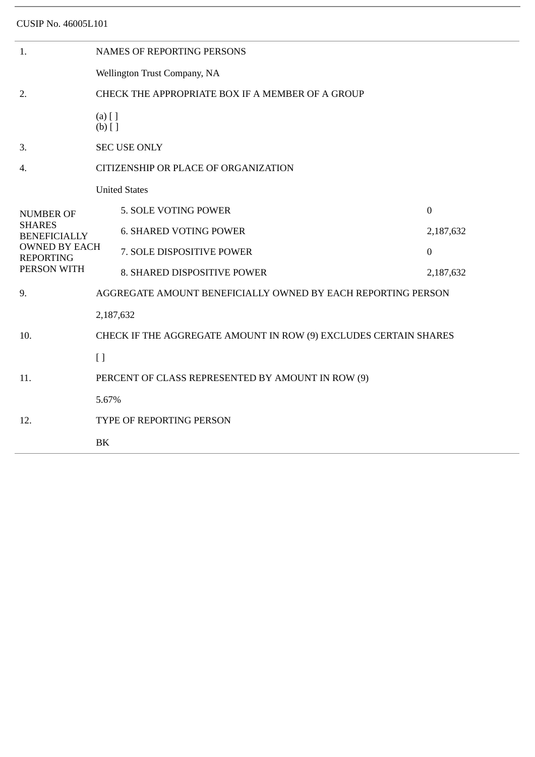CUSIP No. 46005L101

| | | | |
|---|---|---|---|
| 1. | NAMES OF REPORTING PERSONS | | |
| | Wellington Trust Company, NA | | |
| 2. | CHECK THE APPROPRIATE BOX IF A MEMBER OF A GROUP | | |
| | (a) [ ]<br>(b) [ ] | | |
| 3. | SEC USE ONLY | | |
| 4. | CITIZENSHIP OR PLACE OF ORGANIZATION | | |
| | United States | | |
| NUMBER OF SHARES BENEFICIALLY OWNED BY EACH REPORTING PERSON WITH | | 5. SOLE VOTING POWER | 0 |
| | | 6. SHARED VOTING POWER | 2,187,632 |
| | | 7. SOLE DISPOSITIVE POWER | 0 |
| | | 8. SHARED DISPOSITIVE POWER | 2,187,632 |
| 9. | AGGREGATE AMOUNT BENEFICIALLY OWNED BY EACH REPORTING PERSON | | |
| | 2,187,632 | | |
| 10. | CHECK IF THE AGGREGATE AMOUNT IN ROW (9) EXCLUDES CERTAIN SHARES | | |
| | [ ] | | |
| 11. | PERCENT OF CLASS REPRESENTED BY AMOUNT IN ROW (9) | | |
| | 5.67% | | |
| 12. | TYPE OF REPORTING PERSON | | |
| | BK | | |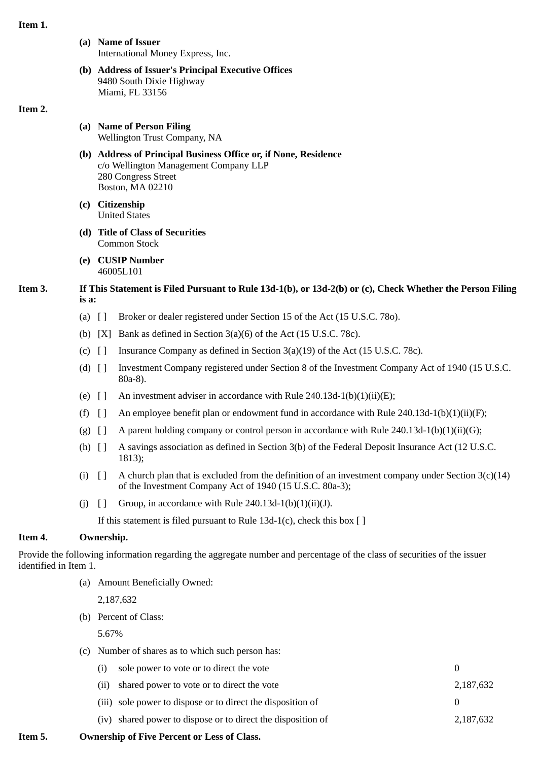**Item 1.**

**(a) Name of Issuer**
International Money Express, Inc.

**(b) Address of Issuer's Principal Executive Offices**
9480 South Dixie Highway
Miami, FL 33156

**Item 2.**

**(a) Name of Person Filing**
Wellington Trust Company, NA

**(b) Address of Principal Business Office or, if None, Residence**
c/o Wellington Management Company LLP
280 Congress Street
Boston, MA 02210

**(c) Citizenship**
United States

**(d) Title of Class of Securities**
Common Stock

**(e) CUSIP Number**
46005L101

**Item 3. If This Statement is Filed Pursuant to Rule 13d-1(b), or 13d-2(b) or (c), Check Whether the Person Filing is a:**

(a) [ ] Broker or dealer registered under Section 15 of the Act (15 U.S.C. 78o).

(b) [X] Bank as defined in Section 3(a)(6) of the Act (15 U.S.C. 78c).

(c) [ ] Insurance Company as defined in Section 3(a)(19) of the Act (15 U.S.C. 78c).

(d) [ ] Investment Company registered under Section 8 of the Investment Company Act of 1940 (15 U.S.C. 80a-8).

(e) [ ] An investment adviser in accordance with Rule 240.13d-1(b)(1)(ii)(E);

(f) [ ] An employee benefit plan or endowment fund in accordance with Rule 240.13d-1(b)(1)(ii)(F);

(g) [ ] A parent holding company or control person in accordance with Rule 240.13d-1(b)(1)(ii)(G);

(h) [ ] A savings association as defined in Section 3(b) of the Federal Deposit Insurance Act (12 U.S.C. 1813);

(i) [ ] A church plan that is excluded from the definition of an investment company under Section 3(c)(14) of the Investment Company Act of 1940 (15 U.S.C. 80a-3);

(j) [ ] Group, in accordance with Rule 240.13d-1(b)(1)(ii)(J).

If this statement is filed pursuant to Rule 13d-1(c), check this box [ ]

**Item 4. Ownership.**

Provide the following information regarding the aggregate number and percentage of the class of securities of the issuer identified in Item 1.

(a) Amount Beneficially Owned:

2,187,632

(b) Percent of Class:

5.67%

(c) Number of shares as to which such person has:

| | | |
|---|---|---|
| (i) | sole power to vote or to direct the vote | 0 |
| (ii) | shared power to vote or to direct the vote | 2,187,632 |
| (iii) | sole power to dispose or to direct the disposition of | 0 |
| (iv) | shared power to dispose or to direct the disposition of | 2,187,632 |

**Item 5. Ownership of Five Percent or Less of Class.**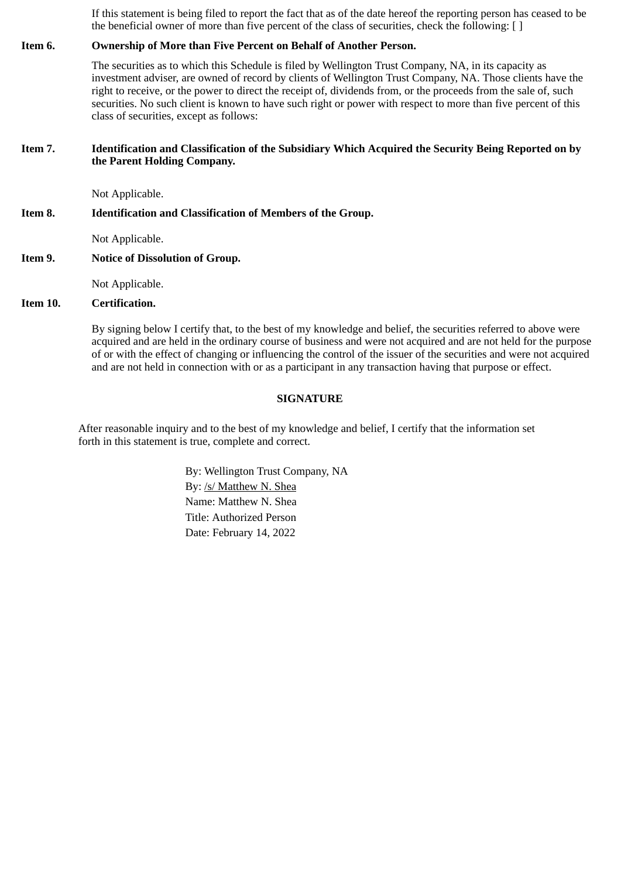If this statement is being filed to report the fact that as of the date hereof the reporting person has ceased to be the beneficial owner of more than five percent of the class of securities, check the following: [ ]

**Item 6. Ownership of More than Five Percent on Behalf of Another Person.**

The securities as to which this Schedule is filed by Wellington Trust Company, NA, in its capacity as investment adviser, are owned of record by clients of Wellington Trust Company, NA. Those clients have the right to receive, or the power to direct the receipt of, dividends from, or the proceeds from the sale of, such securities. No such client is known to have such right or power with respect to more than five percent of this class of securities, except as follows:

**Item 7. Identification and Classification of the Subsidiary Which Acquired the Security Being Reported on by the Parent Holding Company.**

Not Applicable.

**Item 8. Identification and Classification of Members of the Group.**

Not Applicable.

**Item 9. Notice of Dissolution of Group.**

Not Applicable.

**Item 10. Certification.**

By signing below I certify that, to the best of my knowledge and belief, the securities referred to above were acquired and are held in the ordinary course of business and were not acquired and are not held for the purpose of or with the effect of changing or influencing the control of the issuer of the securities and were not acquired and are not held in connection with or as a participant in any transaction having that purpose or effect.

**SIGNATURE**

After reasonable inquiry and to the best of my knowledge and belief, I certify that the information set forth in this statement is true, complete and correct.

By: Wellington Trust Company, NA
By: /s/ Matthew N. Shea
Name: Matthew N. Shea
Title: Authorized Person
Date: February 14, 2022